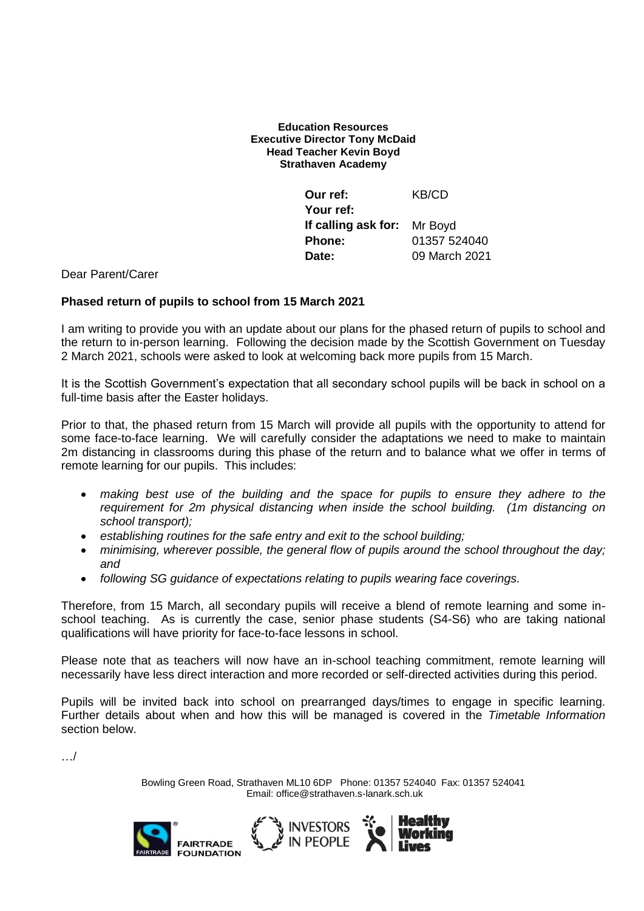**Education Resources**
**Executive Director Tony McDaid**
**Head Teacher Kevin Boyd**
**Strathaven Academy**

| | |
|---|---|
| **Our ref:** | KB/CD |
| **Your ref:** | |
| **If calling ask for:** | Mr Boyd |
| **Phone:** | 01357 524040 |
| **Date:** | 09 March 2021 |

Dear Parent/Carer

**Phased return of pupils to school from 15 March 2021**

I am writing to provide you with an update about our plans for the phased return of pupils to school and the return to in-person learning. Following the decision made by the Scottish Government on Tuesday 2 March 2021, schools were asked to look at welcoming back more pupils from 15 March.

It is the Scottish Government's expectation that all secondary school pupils will be back in school on a full-time basis after the Easter holidays.

Prior to that, the phased return from 15 March will provide all pupils with the opportunity to attend for some face-to-face learning. We will carefully consider the adaptations we need to make to maintain 2m distancing in classrooms during this phase of the return and to balance what we offer in terms of remote learning for our pupils. This includes:

- *making best use of the building and the space for pupils to ensure they adhere to the requirement for 2m physical distancing when inside the school building. (1m distancing on school transport);*
- *establishing routines for the safe entry and exit to the school building;*
- *minimising, wherever possible, the general flow of pupils around the school throughout the day; and*
- *following SG guidance of expectations relating to pupils wearing face coverings.*

Therefore, from 15 March, all secondary pupils will receive a blend of remote learning and some in-school teaching. As is currently the case, senior phase students (S4-S6) who are taking national qualifications will have priority for face-to-face lessons in school.

Please note that as teachers will now have an in-school teaching commitment, remote learning will necessarily have less direct interaction and more recorded or self-directed activities during this period.

Pupils will be invited back into school on prearranged days/times to engage in specific learning. Further details about when and how this will be managed is covered in the *Timetable Information* section below.

…/

Bowling Green Road, Strathaven ML10 6DP Phone: 01357 524040 Fax: 01357 524041
Email: office@strathaven.s-lanark.sch.uk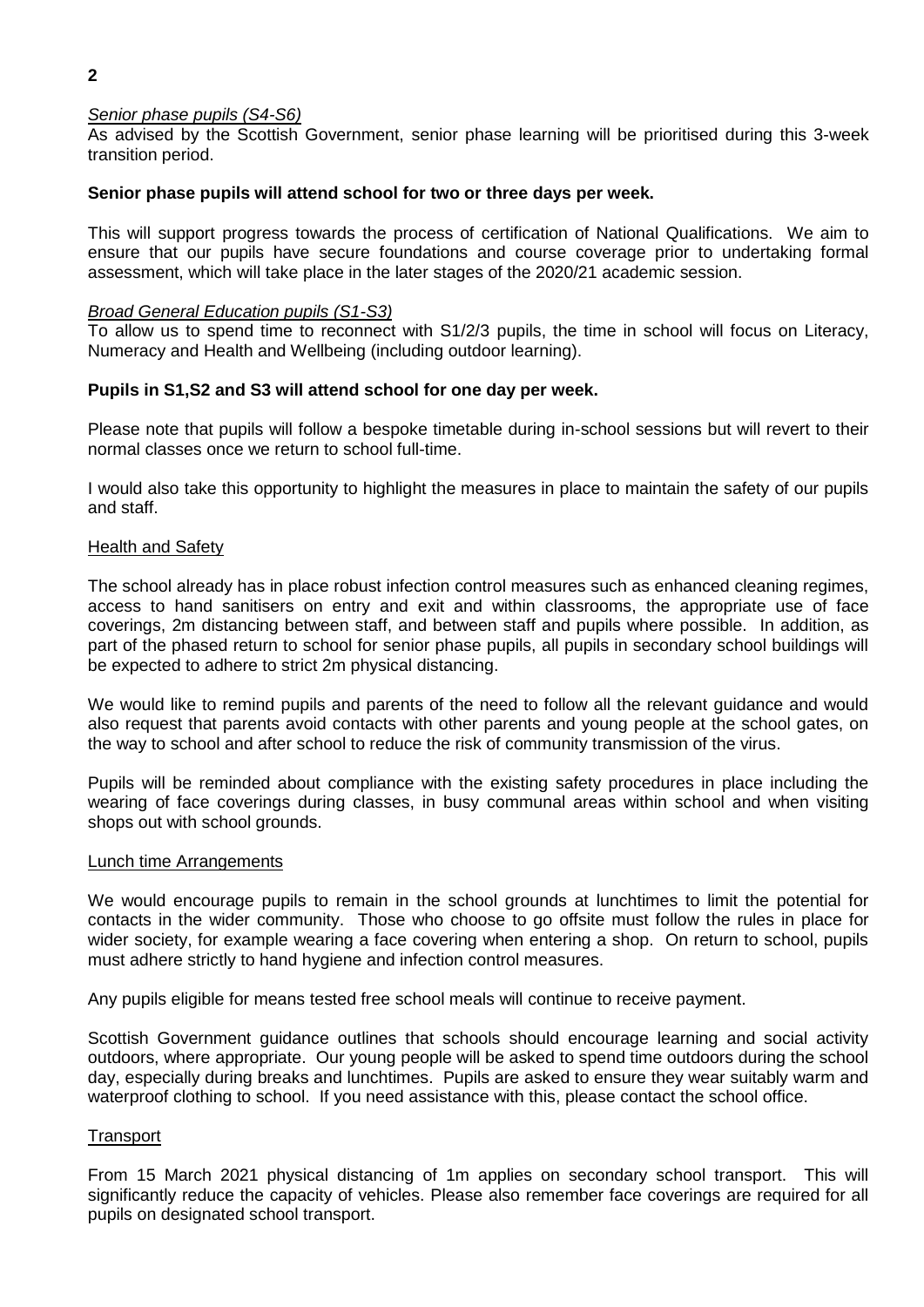*Senior phase pupils (S4-S6)*

As advised by the Scottish Government, senior phase learning will be prioritised during this 3-week transition period.

**Senior phase pupils will attend school for two or three days per week.**

This will support progress towards the process of certification of National Qualifications. We aim to ensure that our pupils have secure foundations and course coverage prior to undertaking formal assessment, which will take place in the later stages of the 2020/21 academic session.

*Broad General Education pupils (S1-S3)*

To allow us to spend time to reconnect with S1/2/3 pupils, the time in school will focus on Literacy, Numeracy and Health and Wellbeing (including outdoor learning).

**Pupils in S1,S2 and S3 will attend school for one day per week.**

Please note that pupils will follow a bespoke timetable during in-school sessions but will revert to their normal classes once we return to school full-time.

I would also take this opportunity to highlight the measures in place to maintain the safety of our pupils and staff.

## Health and Safety

The school already has in place robust infection control measures such as enhanced cleaning regimes, access to hand sanitisers on entry and exit and within classrooms, the appropriate use of face coverings, 2m distancing between staff, and between staff and pupils where possible. In addition, as part of the phased return to school for senior phase pupils, all pupils in secondary school buildings will be expected to adhere to strict 2m physical distancing.

We would like to remind pupils and parents of the need to follow all the relevant guidance and would also request that parents avoid contacts with other parents and young people at the school gates, on the way to school and after school to reduce the risk of community transmission of the virus.

Pupils will be reminded about compliance with the existing safety procedures in place including the wearing of face coverings during classes, in busy communal areas within school and when visiting shops out with school grounds.

## Lunch time Arrangements

We would encourage pupils to remain in the school grounds at lunchtimes to limit the potential for contacts in the wider community. Those who choose to go offsite must follow the rules in place for wider society, for example wearing a face covering when entering a shop. On return to school, pupils must adhere strictly to hand hygiene and infection control measures.

Any pupils eligible for means tested free school meals will continue to receive payment.

Scottish Government guidance outlines that schools should encourage learning and social activity outdoors, where appropriate. Our young people will be asked to spend time outdoors during the school day, especially during breaks and lunchtimes. Pupils are asked to ensure they wear suitably warm and waterproof clothing to school. If you need assistance with this, please contact the school office.

## Transport

From 15 March 2021 physical distancing of 1m applies on secondary school transport. This will significantly reduce the capacity of vehicles. Please also remember face coverings are required for all pupils on designated school transport.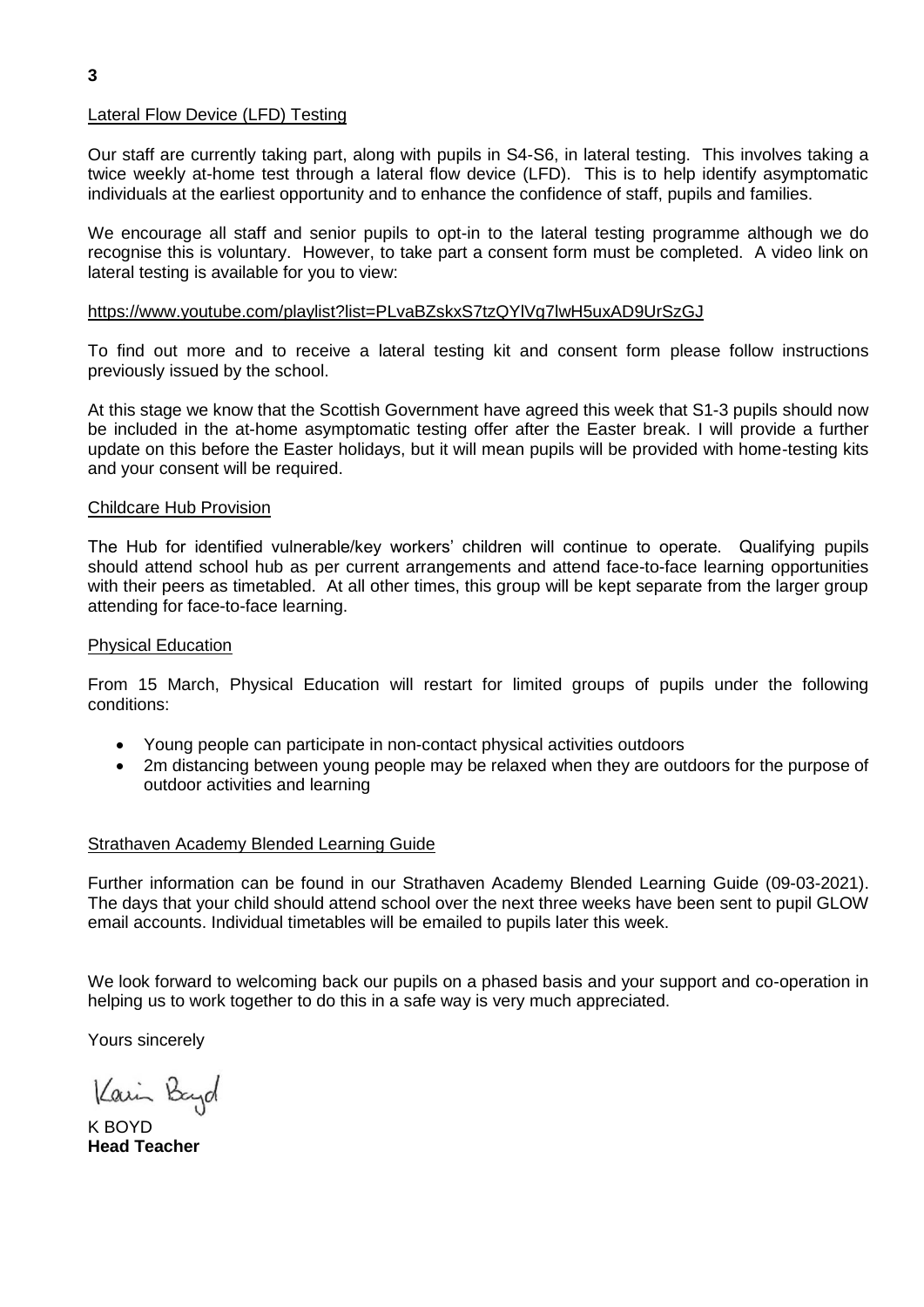## Lateral Flow Device (LFD) Testing

Our staff are currently taking part, along with pupils in S4-S6, in lateral testing. This involves taking a twice weekly at-home test through a lateral flow device (LFD). This is to help identify asymptomatic individuals at the earliest opportunity and to enhance the confidence of staff, pupils and families.

We encourage all staff and senior pupils to opt-in to the lateral testing programme although we do recognise this is voluntary. However, to take part a consent form must be completed. A video link on lateral testing is available for you to view:

https://www.youtube.com/playlist?list=PLvaBZskxS7tzQYlVg7lwH5uxAD9UrSzGJ

To find out more and to receive a lateral testing kit and consent form please follow instructions previously issued by the school.

At this stage we know that the Scottish Government have agreed this week that S1-3 pupils should now be included in the at-home asymptomatic testing offer after the Easter break. I will provide a further update on this before the Easter holidays, but it will mean pupils will be provided with home-testing kits and your consent will be required.

## Childcare Hub Provision

The Hub for identified vulnerable/key workers' children will continue to operate. Qualifying pupils should attend school hub as per current arrangements and attend face-to-face learning opportunities with their peers as timetabled. At all other times, this group will be kept separate from the larger group attending for face-to-face learning.

## Physical Education

From 15 March, Physical Education will restart for limited groups of pupils under the following conditions:

- Young people can participate in non-contact physical activities outdoors
- 2m distancing between young people may be relaxed when they are outdoors for the purpose of outdoor activities and learning

## Strathaven Academy Blended Learning Guide

Further information can be found in our Strathaven Academy Blended Learning Guide (09-03-2021). The days that your child should attend school over the next three weeks have been sent to pupil GLOW email accounts. Individual timetables will be emailed to pupils later this week.

We look forward to welcoming back our pupils on a phased basis and your support and co-operation in helping us to work together to do this in a safe way is very much appreciated.

Yours sincerely

Karin Boyd

K BOYD
**Head Teacher**